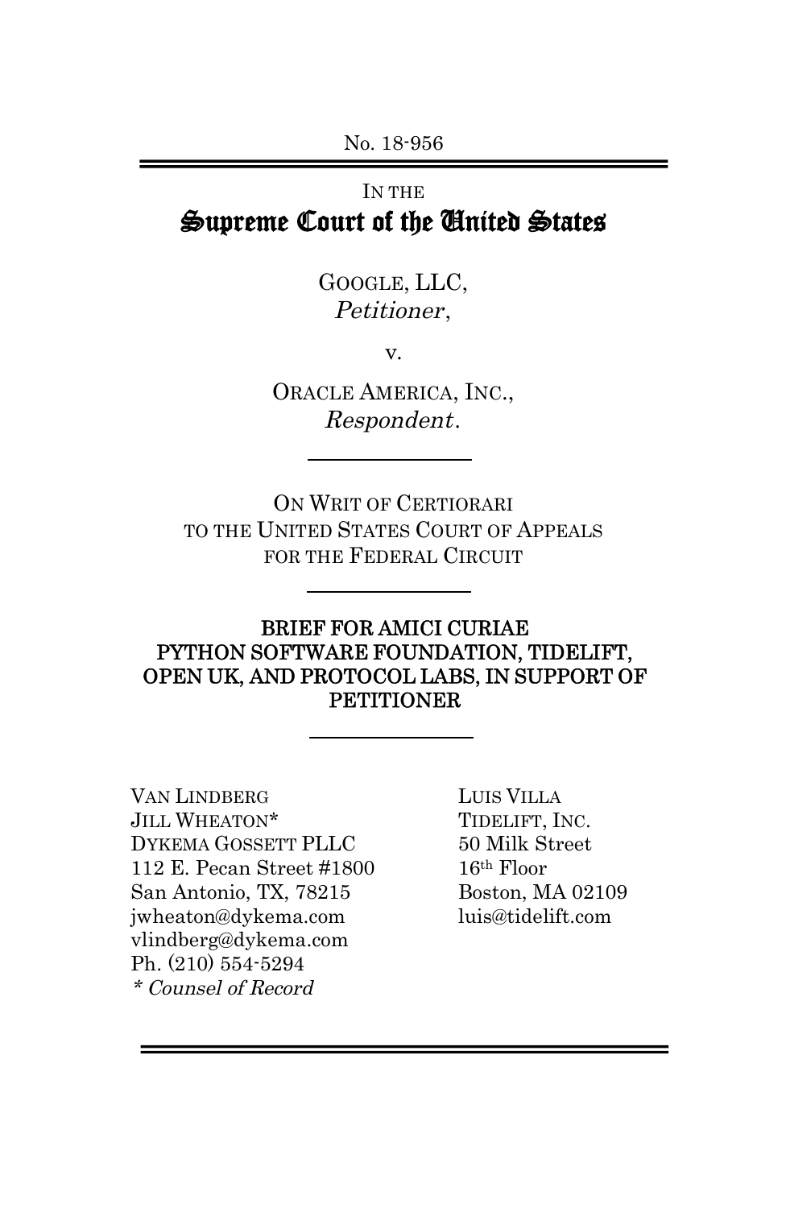No. 18-956

IN THE

# Supreme Court of the United States

GOOGLE, LLC,
*Petitioner*,

v.

ORACLE AMERICA, INC.,
*Respondent*.

ON WRIT OF CERTIORARI
TO THE UNITED STATES COURT OF APPEALS
FOR THE FEDERAL CIRCUIT

## BRIEF FOR AMICI CURIAE PYTHON SOFTWARE FOUNDATION, TIDELIFT, OPEN UK, AND PROTOCOL LABS, IN SUPPORT OF PETITIONER

VAN LINDBERG
JILL WHEATON*
DYKEMA GOSSETT PLLC
112 E. Pecan Street #1800
San Antonio, TX, 78215
jwheaton@dykema.com
vlindberg@dykema.com
Ph. (210) 554-5294
*\* Counsel of Record*

LUIS VILLA
TIDELIFT, INC.
50 Milk Street
16th Floor
Boston, MA 02109
luis@tidelift.com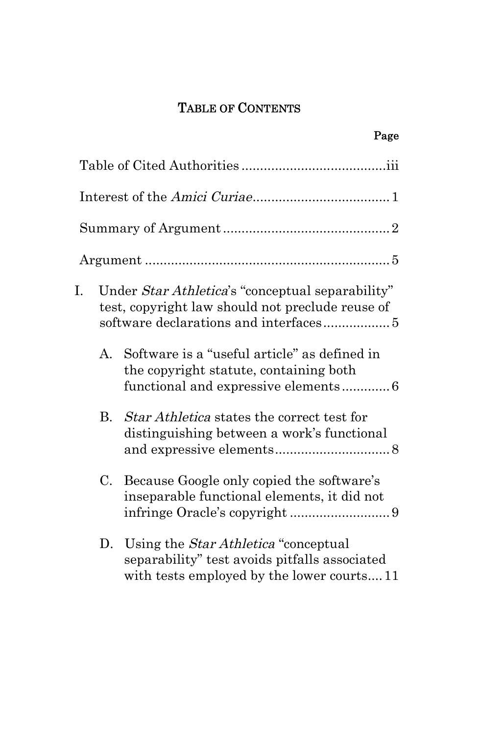# TABLE OF CONTENTS

| | Page |
|---|---|
| Table of Cited Authorities | iii |
| Interest of the *Amici Curiae* | 1 |
| Summary of Argument | 2 |
| Argument | 5 |
| I. Under *Star Athletica*'s "conceptual separability" test, copyright law should not preclude reuse of software declarations and interfaces | 5 |
| A. Software is a "useful article" as defined in the copyright statute, containing both functional and expressive elements | 6 |
| B. *Star Athletica* states the correct test for distinguishing between a work's functional and expressive elements | 8 |
| C. Because Google only copied the software's inseparable functional elements, it did not infringe Oracle's copyright | 9 |
| D. Using the *Star Athletica* "conceptual separability" test avoids pitfalls associated with tests employed by the lower courts | 11 |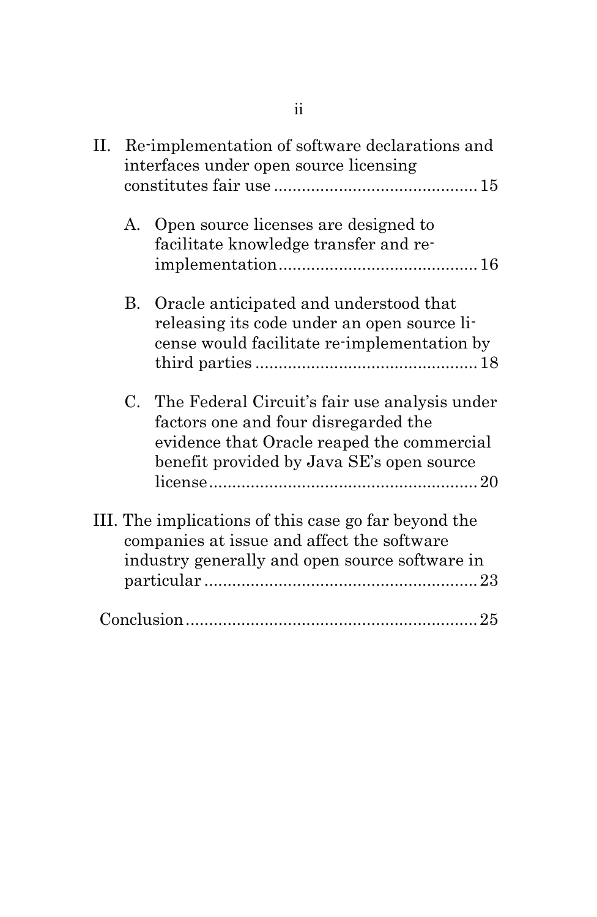II. Re-implementation of software declarations and interfaces under open source licensing constitutes fair use ............................................ 15

   A. Open source licenses are designed to facilitate knowledge transfer and re-implementation ............................................ 16

   B. Oracle anticipated and understood that releasing its code under an open source license would facilitate re-implementation by third parties ................................................ 18

   C. The Federal Circuit's fair use analysis under factors one and four disregarded the evidence that Oracle reaped the commercial benefit provided by Java SE's open source license ............................................................ 20

III. The implications of this case go far beyond the companies at issue and affect the software industry generally and open source software in particular ............................................................ 23

Conclusion ................................................................ 25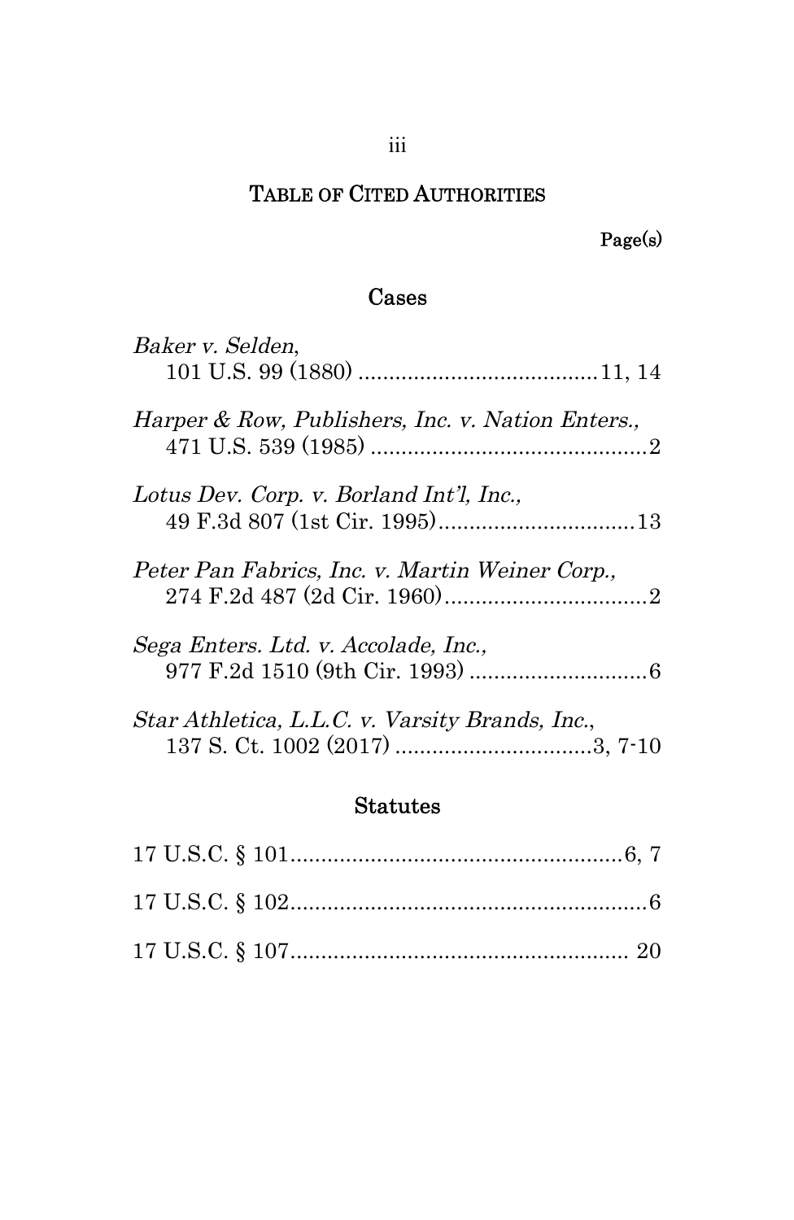# TABLE OF CITED AUTHORITIES

Page(s)

## Cases

*Baker v. Selden*,
101 U.S. 99 (1880) ....................................... 11, 14

*Harper & Row, Publishers, Inc. v. Nation Enters.*,
471 U.S. 539 (1985) ............................................. 2

*Lotus Dev. Corp. v. Borland Int'l, Inc.*,
49 F.3d 807 (1st Cir. 1995)................................ 13

*Peter Pan Fabrics, Inc. v. Martin Weiner Corp.*,
274 F.2d 487 (2d Cir. 1960)................................. 2

*Sega Enters. Ltd. v. Accolade, Inc.*,
977 F.2d 1510 (9th Cir. 1993) ............................. 6

*Star Athletica, L.L.C. v. Varsity Brands, Inc.*,
137 S. Ct. 1002 (2017) ................................ 3, 7-10

## Statutes

17 U.S.C. § 101...................................................... 6, 7

17 U.S.C. § 102........................................................... 6

17 U.S.C. § 107....................................................... 20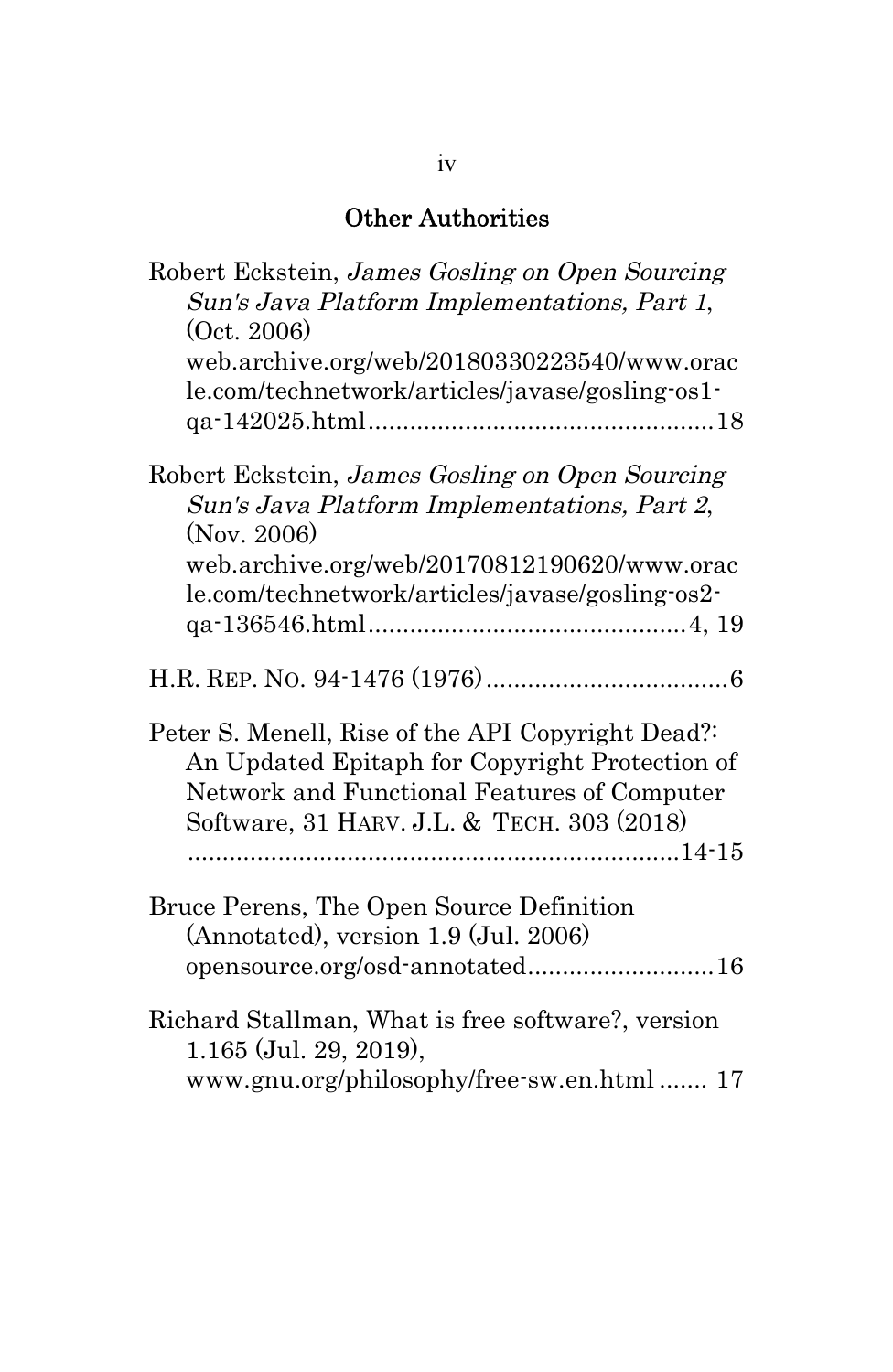## Other Authorities

Robert Eckstein, *James Gosling on Open Sourcing Sun's Java Platform Implementations, Part 1*, (Oct. 2006) web.archive.org/web/20180330223540/www.oracle.com/technetwork/articles/javase/gosling-os1-qa-142025.html ................................................ 18

Robert Eckstein, *James Gosling on Open Sourcing Sun's Java Platform Implementations, Part 2*, (Nov. 2006) web.archive.org/web/20170812190620/www.oracle.com/technetwork/articles/javase/gosling-os2-qa-136546.html ............................................ 4, 19

H.R. REP. NO. 94-1476 (1976) .................................. 6

Peter S. Menell, Rise of the API Copyright Dead?: An Updated Epitaph for Copyright Protection of Network and Functional Features of Computer Software, 31 HARV. J.L. & TECH. 303 (2018) ...................................................................... 14-15

Bruce Perens, The Open Source Definition (Annotated), version 1.9 (Jul. 2006) opensource.org/osd-annotated .......................... 16

Richard Stallman, What is free software?, version 1.165 (Jul. 29, 2019), www.gnu.org/philosophy/free-sw.en.html ....... 17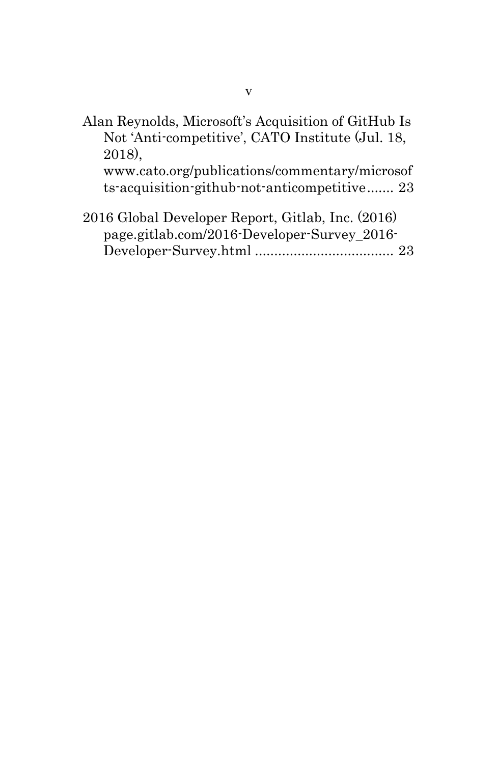Alan Reynolds, Microsoft's Acquisition of GitHub Is Not 'Anti-competitive', CATO Institute (Jul. 18, 2018), www.cato.org/publications/commentary/microsofts-acquisition-github-not-anticompetitive....... 23

2016 Global Developer Report, Gitlab, Inc. (2016) page.gitlab.com/2016-Developer-Survey_2016-Developer-Survey.html .................................... 23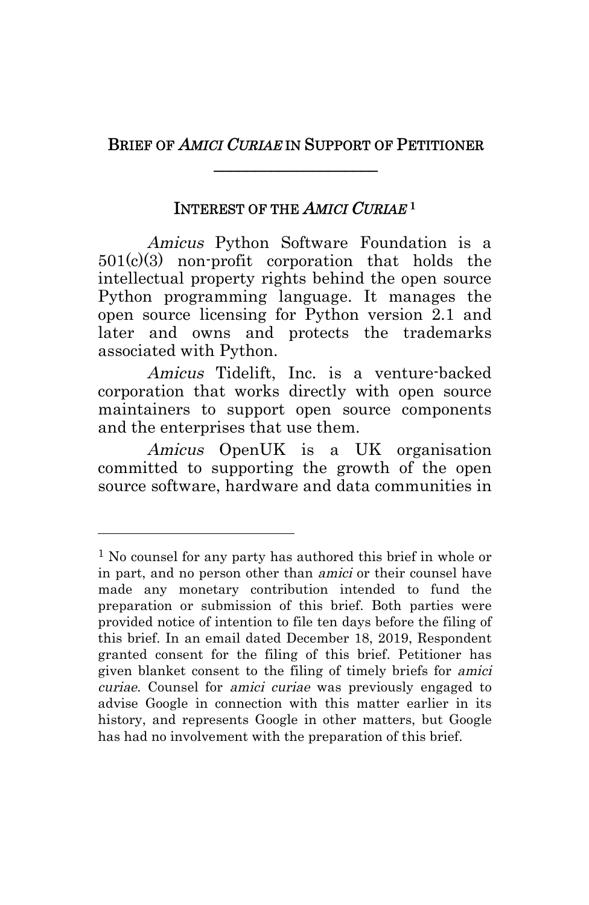## BRIEF OF *AMICI CURIAE* IN SUPPORT OF PETITIONER

---

### INTEREST OF THE *AMICI CURIAE* [1]

*Amicus* Python Software Foundation is a 501(c)(3) non-profit corporation that holds the intellectual property rights behind the open source Python programming language. It manages the open source licensing for Python version 2.1 and later and owns and protects the trademarks associated with Python.

*Amicus* Tidelift, Inc. is a venture-backed corporation that works directly with open source maintainers to support open source components and the enterprises that use them.

*Amicus* OpenUK is a UK organisation committed to supporting the growth of the open source software, hardware and data communities in

---

[1] No counsel for any party has authored this brief in whole or in part, and no person other than *amici* or their counsel have made any monetary contribution intended to fund the preparation or submission of this brief. Both parties were provided notice of intention to file ten days before the filing of this brief. In an email dated December 18, 2019, Respondent granted consent for the filing of this brief. Petitioner has given blanket consent to the filing of timely briefs for *amici curiae*. Counsel for *amici curiae* was previously engaged to advise Google in connection with this matter earlier in its history, and represents Google in other matters, but Google has had no involvement with the preparation of this brief.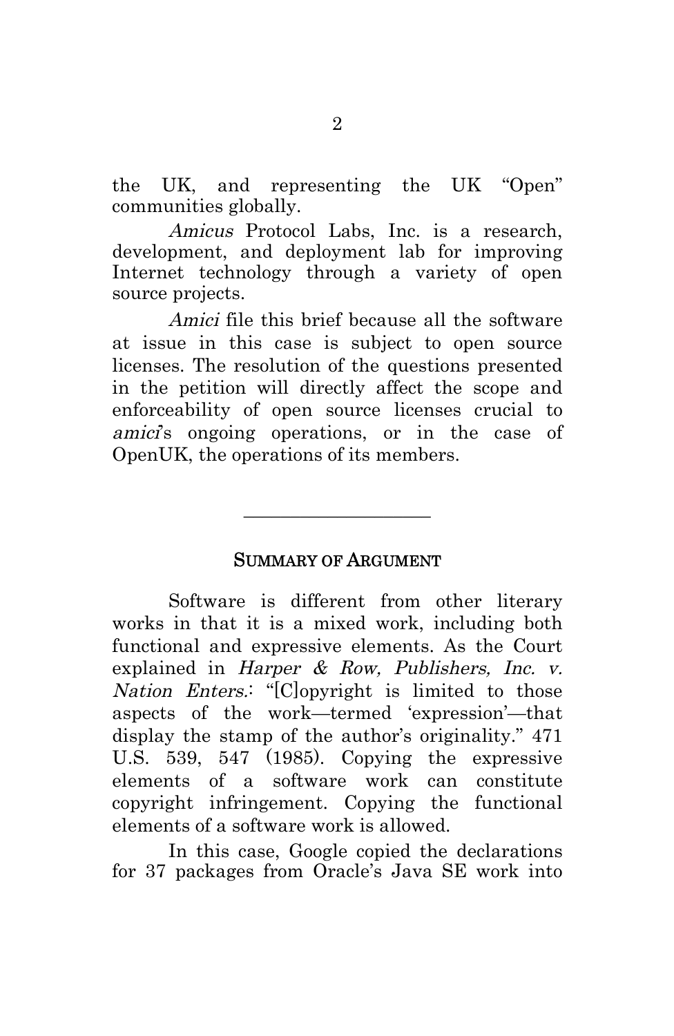the UK, and representing the UK "Open" communities globally.

*Amicus* Protocol Labs, Inc. is a research, development, and deployment lab for improving Internet technology through a variety of open source projects.

*Amici* file this brief because all the software at issue in this case is subject to open source licenses. The resolution of the questions presented in the petition will directly affect the scope and enforceability of open source licenses crucial to *amici*'s ongoing operations, or in the case of OpenUK, the operations of its members.

---

## SUMMARY OF ARGUMENT

Software is different from other literary works in that it is a mixed work, including both functional and expressive elements. As the Court explained in *Harper & Row, Publishers, Inc. v. Nation Enters.*: "[C]opyright is limited to those aspects of the work—termed 'expression'—that display the stamp of the author's originality." 471 U.S. 539, 547 (1985). Copying the expressive elements of a software work can constitute copyright infringement. Copying the functional elements of a software work is allowed.

In this case, Google copied the declarations for 37 packages from Oracle's Java SE work into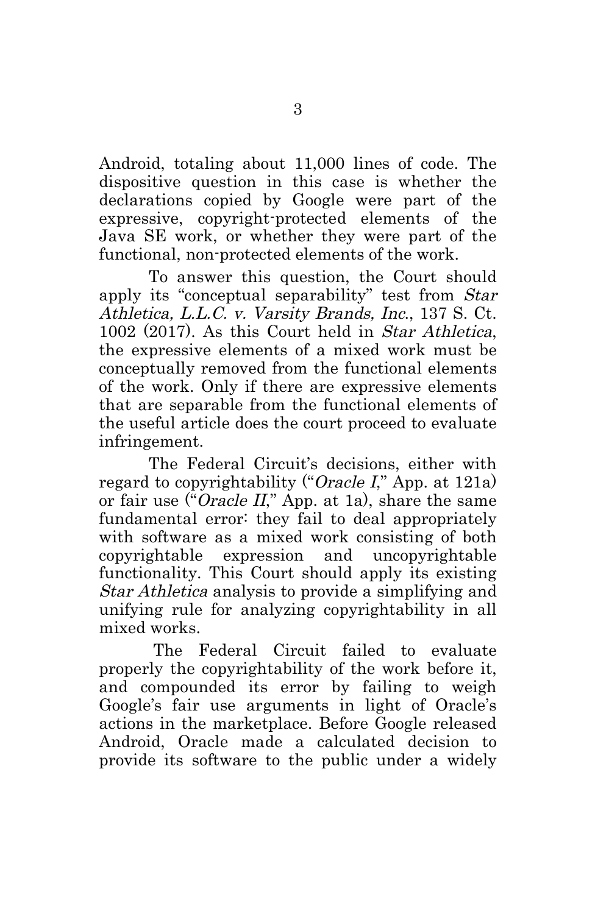Android, totaling about 11,000 lines of code. The dispositive question in this case is whether the declarations copied by Google were part of the expressive, copyright-protected elements of the Java SE work, or whether they were part of the functional, non-protected elements of the work.

To answer this question, the Court should apply its "conceptual separability" test from *Star Athletica, L.L.C. v. Varsity Brands, Inc.*, 137 S. Ct. 1002 (2017). As this Court held in *Star Athletica*, the expressive elements of a mixed work must be conceptually removed from the functional elements of the work. Only if there are expressive elements that are separable from the functional elements of the useful article does the court proceed to evaluate infringement.

The Federal Circuit's decisions, either with regard to copyrightability ("*Oracle I*," App. at 121a) or fair use ("*Oracle II*," App. at 1a), share the same fundamental error: they fail to deal appropriately with software as a mixed work consisting of both copyrightable expression and uncopyrightable functionality. This Court should apply its existing *Star Athletica* analysis to provide a simplifying and unifying rule for analyzing copyrightability in all mixed works.

The Federal Circuit failed to evaluate properly the copyrightability of the work before it, and compounded its error by failing to weigh Google's fair use arguments in light of Oracle's actions in the marketplace. Before Google released Android, Oracle made a calculated decision to provide its software to the public under a widely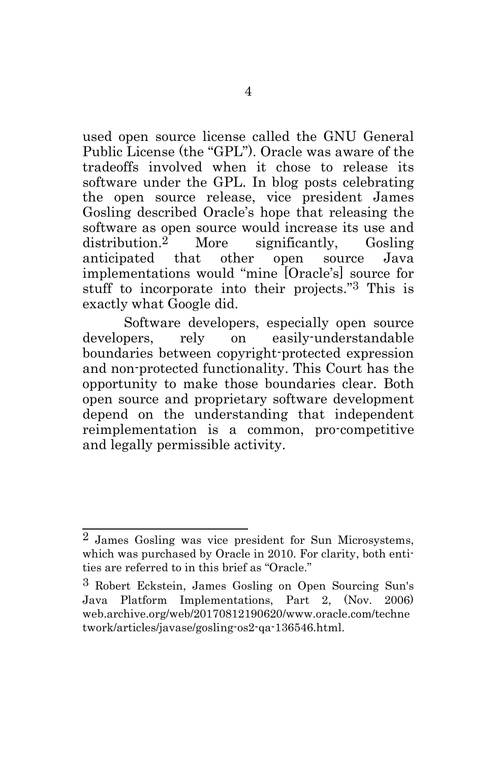used open source license called the GNU General Public License (the "GPL"). Oracle was aware of the tradeoffs involved when it chose to release its software under the GPL. In blog posts celebrating the open source release, vice president James Gosling described Oracle's hope that releasing the software as open source would increase its use and distribution.[2] More significantly, Gosling anticipated that other open source Java implementations would "mine [Oracle's] source for stuff to incorporate into their projects."[3] This is exactly what Google did.

Software developers, especially open source developers, rely on easily-understandable boundaries between copyright-protected expression and non-protected functionality. This Court has the opportunity to make those boundaries clear. Both open source and proprietary software development depend on the understanding that independent reimplementation is a common, pro-competitive and legally permissible activity.

---

[2] James Gosling was vice president for Sun Microsystems, which was purchased by Oracle in 2010. For clarity, both entities are referred to in this brief as "Oracle."

[3] Robert Eckstein, James Gosling on Open Sourcing Sun's Java Platform Implementations, Part 2, (Nov. 2006) web.archive.org/web/20170812190620/www.oracle.com/technetwork/articles/javase/gosling-os2-qa-136546.html.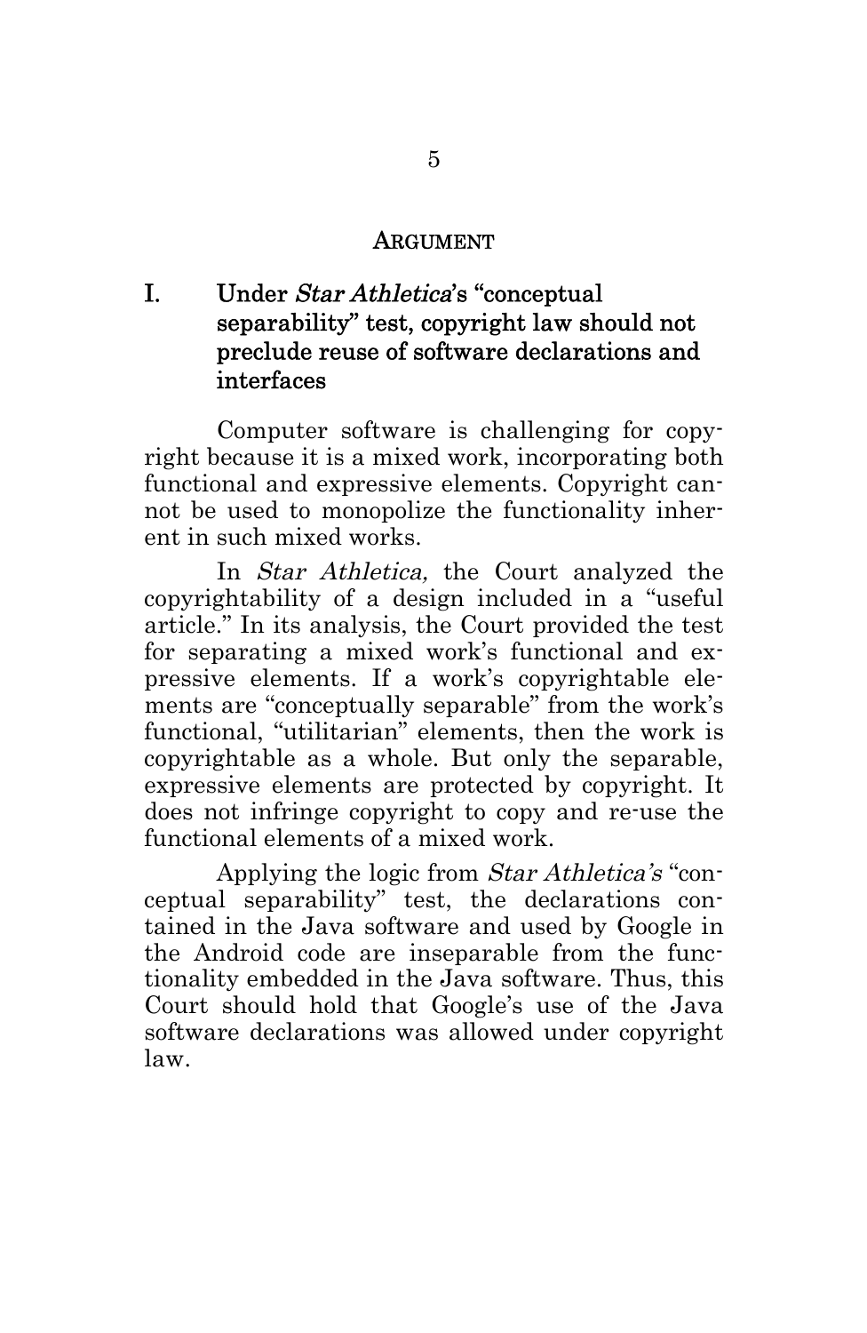## ARGUMENT

### I. Under *Star Athletica*'s "conceptual separability" test, copyright law should not preclude reuse of software declarations and interfaces

Computer software is challenging for copyright because it is a mixed work, incorporating both functional and expressive elements. Copyright cannot be used to monopolize the functionality inherent in such mixed works.

In *Star Athletica,* the Court analyzed the copyrightability of a design included in a "useful article." In its analysis, the Court provided the test for separating a mixed work's functional and expressive elements. If a work's copyrightable elements are "conceptually separable" from the work's functional, "utilitarian" elements, then the work is copyrightable as a whole. But only the separable, expressive elements are protected by copyright. It does not infringe copyright to copy and re-use the functional elements of a mixed work.

Applying the logic from *Star Athletica's* "conceptual separability" test, the declarations contained in the Java software and used by Google in the Android code are inseparable from the functionality embedded in the Java software. Thus, this Court should hold that Google's use of the Java software declarations was allowed under copyright law.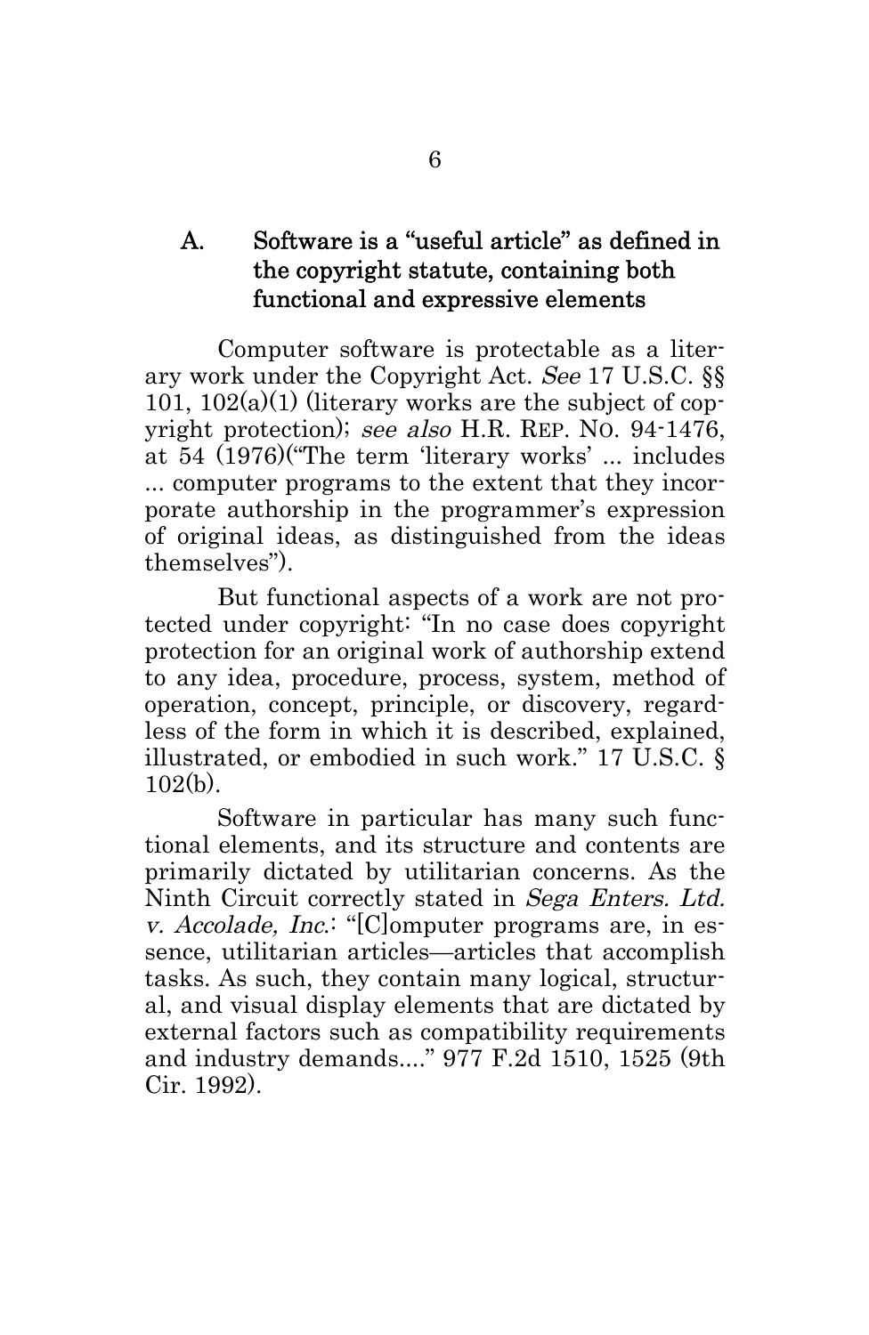## A. Software is a "useful article" as defined in the copyright statute, containing both functional and expressive elements

Computer software is protectable as a literary work under the Copyright Act. *See* 17 U.S.C. §§ 101, 102(a)(1) (literary works are the subject of copyright protection); *see also* H.R. REP. NO. 94-1476, at 54 (1976)("The term 'literary works' ... includes ... computer programs to the extent that they incorporate authorship in the programmer's expression of original ideas, as distinguished from the ideas themselves").

But functional aspects of a work are not protected under copyright: "In no case does copyright protection for an original work of authorship extend to any idea, procedure, process, system, method of operation, concept, principle, or discovery, regardless of the form in which it is described, explained, illustrated, or embodied in such work." 17 U.S.C. § 102(b).

Software in particular has many such functional elements, and its structure and contents are primarily dictated by utilitarian concerns. As the Ninth Circuit correctly stated in *Sega Enters. Ltd. v. Accolade, Inc.*: "[C]omputer programs are, in essence, utilitarian articles—articles that accomplish tasks. As such, they contain many logical, structural, and visual display elements that are dictated by external factors such as compatibility requirements and industry demands...." 977 F.2d 1510, 1525 (9th Cir. 1992).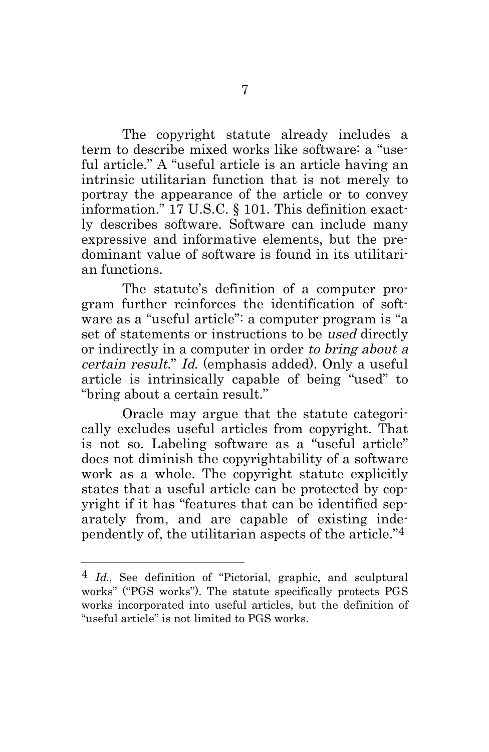The copyright statute already includes a term to describe mixed works like software: a "useful article." A "useful article is an article having an intrinsic utilitarian function that is not merely to portray the appearance of the article or to convey information." 17 U.S.C. § 101. This definition exactly describes software. Software can include many expressive and informative elements, but the predominant value of software is found in its utilitarian functions.

The statute's definition of a computer program further reinforces the identification of software as a "useful article": a computer program is "a set of statements or instructions to be *used* directly or indirectly in a computer in order *to bring about a certain result*." *Id.* (emphasis added). Only a useful article is intrinsically capable of being "used" to "bring about a certain result."

Oracle may argue that the statute categorically excludes useful articles from copyright. That is not so. Labeling software as a "useful article" does not diminish the copyrightability of a software work as a whole. The copyright statute explicitly states that a useful article can be protected by copyright if it has "features that can be identified separately from, and are capable of existing independently of, the utilitarian aspects of the article."[4]

---

[4] *Id.*, See definition of "Pictorial, graphic, and sculptural works" ("PGS works"). The statute specifically protects PGS works incorporated into useful articles, but the definition of "useful article" is not limited to PGS works.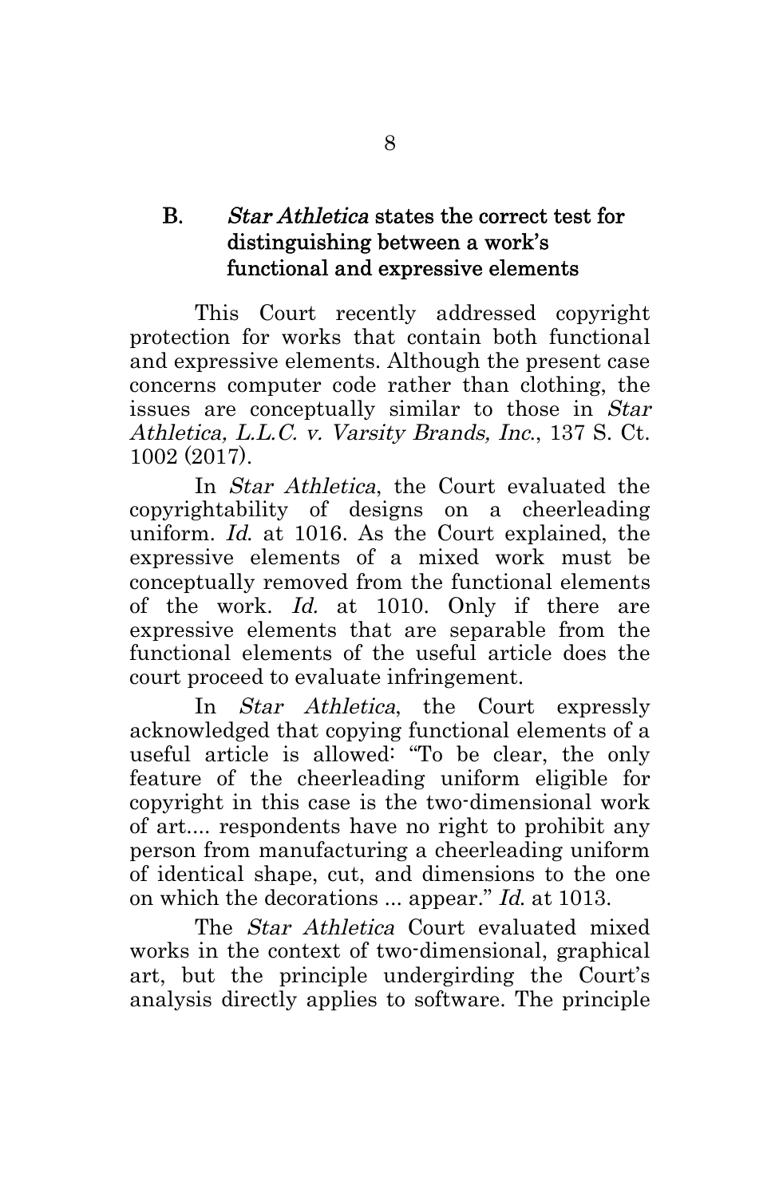### B. *Star Athletica* states the correct test for distinguishing between a work's functional and expressive elements

This Court recently addressed copyright protection for works that contain both functional and expressive elements. Although the present case concerns computer code rather than clothing, the issues are conceptually similar to those in *Star Athletica, L.L.C. v. Varsity Brands, Inc.*, 137 S. Ct. 1002 (2017).

In *Star Athletica*, the Court evaluated the copyrightability of designs on a cheerleading uniform. *Id.* at 1016. As the Court explained, the expressive elements of a mixed work must be conceptually removed from the functional elements of the work. *Id.* at 1010. Only if there are expressive elements that are separable from the functional elements of the useful article does the court proceed to evaluate infringement.

In *Star Athletica*, the Court expressly acknowledged that copying functional elements of a useful article is allowed: "To be clear, the only feature of the cheerleading uniform eligible for copyright in this case is the two-dimensional work of art.... respondents have no right to prohibit any person from manufacturing a cheerleading uniform of identical shape, cut, and dimensions to the one on which the decorations ... appear." *Id.* at 1013.

The *Star Athletica* Court evaluated mixed works in the context of two-dimensional, graphical art, but the principle undergirding the Court's analysis directly applies to software. The principle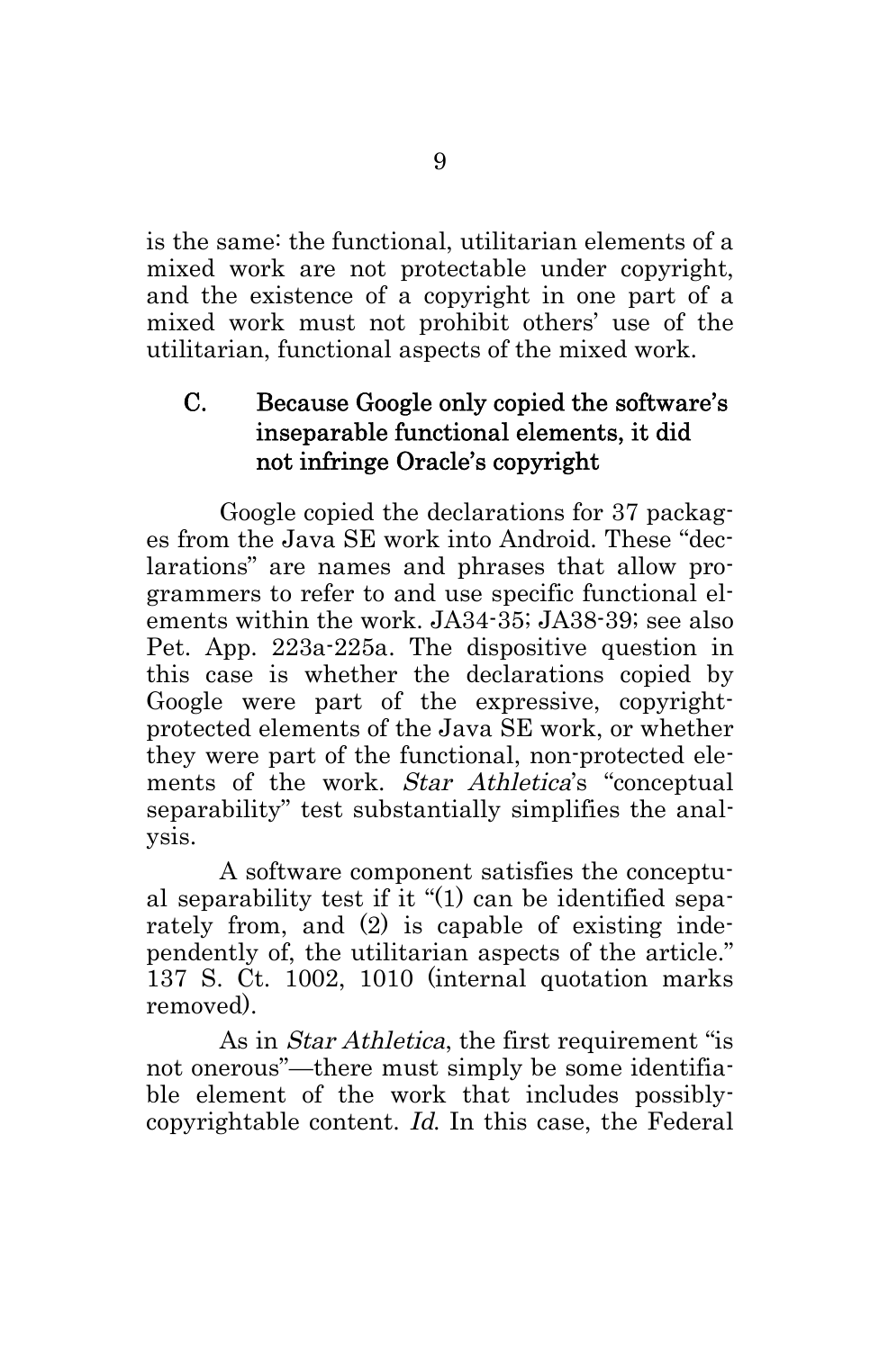is the same: the functional, utilitarian elements of a mixed work are not protectable under copyright, and the existence of a copyright in one part of a mixed work must not prohibit others' use of the utilitarian, functional aspects of the mixed work.

### C. Because Google only copied the software's inseparable functional elements, it did not infringe Oracle's copyright

Google copied the declarations for 37 packages from the Java SE work into Android. These "declarations" are names and phrases that allow programmers to refer to and use specific functional elements within the work. JA34-35; JA38-39; see also Pet. App. 223a-225a. The dispositive question in this case is whether the declarations copied by Google were part of the expressive, copyright-protected elements of the Java SE work, or whether they were part of the functional, non-protected elements of the work. *Star Athletica*'s "conceptual separability" test substantially simplifies the analysis.

A software component satisfies the conceptual separability test if it "(1) can be identified separately from, and (2) is capable of existing independently of, the utilitarian aspects of the article." 137 S. Ct. 1002, 1010 (internal quotation marks removed).

As in *Star Athletica*, the first requirement "is not onerous"—there must simply be some identifiable element of the work that includes possibly-copyrightable content. *Id.* In this case, the Federal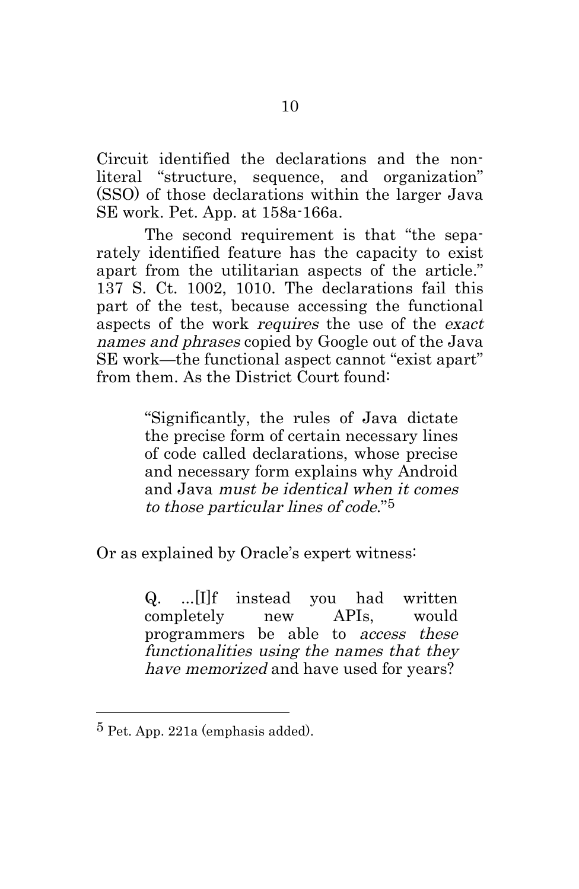Circuit identified the declarations and the non-literal "structure, sequence, and organization" (SSO) of those declarations within the larger Java SE work. Pet. App. at 158a-166a.

The second requirement is that "the separately identified feature has the capacity to exist apart from the utilitarian aspects of the article." 137 S. Ct. 1002, 1010. The declarations fail this part of the test, because accessing the functional aspects of the work *requires* the use of the *exact names and phrases* copied by Google out of the Java SE work—the functional aspect cannot "exist apart" from them. As the District Court found:

> "Significantly, the rules of Java dictate the precise form of certain necessary lines of code called declarations, whose precise and necessary form explains why Android and Java *must be identical when it comes to those particular lines of code*."[5]

Or as explained by Oracle's expert witness:

> Q. ...[I]f instead you had written completely new APIs, would programmers be able to *access these functionalities using the names that they have memorized* and have used for years?

---

[5] Pet. App. 221a (emphasis added).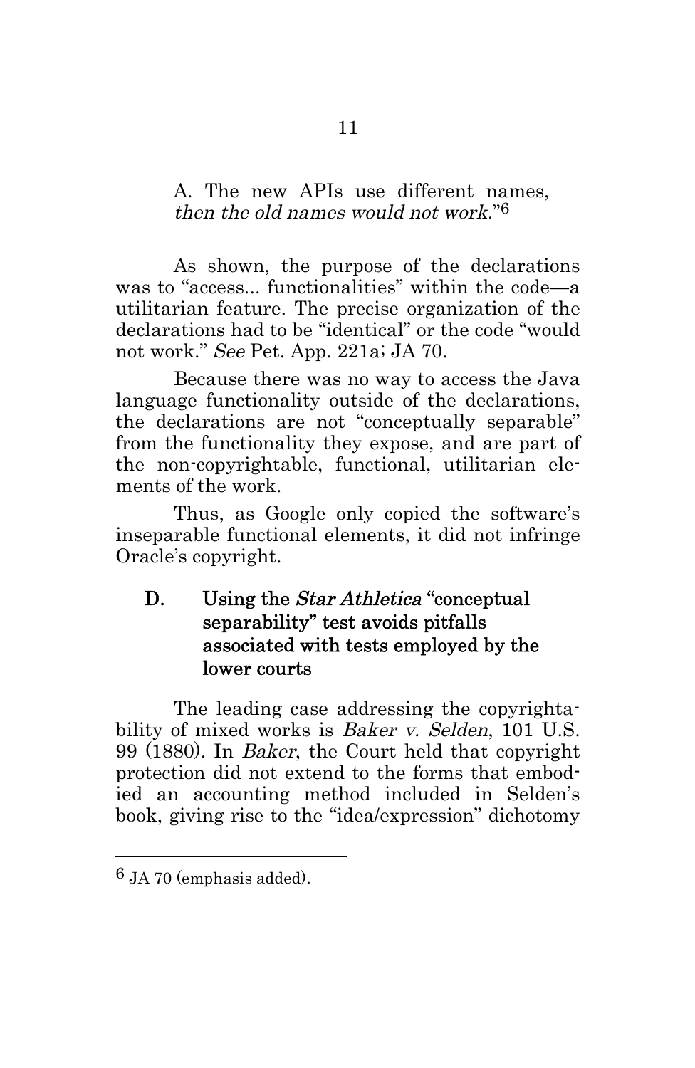A. The new APIs use different names, *then the old names would not work*."[6]

As shown, the purpose of the declarations was to "access... functionalities" within the code—a utilitarian feature. The precise organization of the declarations had to be "identical" or the code "would not work." *See* Pet. App. 221a; JA 70.

Because there was no way to access the Java language functionality outside of the declarations, the declarations are not "conceptually separable" from the functionality they expose, and are part of the non-copyrightable, functional, utilitarian elements of the work.

Thus, as Google only copied the software's inseparable functional elements, it did not infringe Oracle's copyright.

### D. Using the *Star Athletica* "conceptual separability" test avoids pitfalls associated with tests employed by the lower courts

The leading case addressing the copyrightability of mixed works is *Baker v. Selden*, 101 U.S. 99 (1880). In *Baker*, the Court held that copyright protection did not extend to the forms that embodied an accounting method included in Selden's book, giving rise to the "idea/expression" dichotomy

---

[6] JA 70 (emphasis added).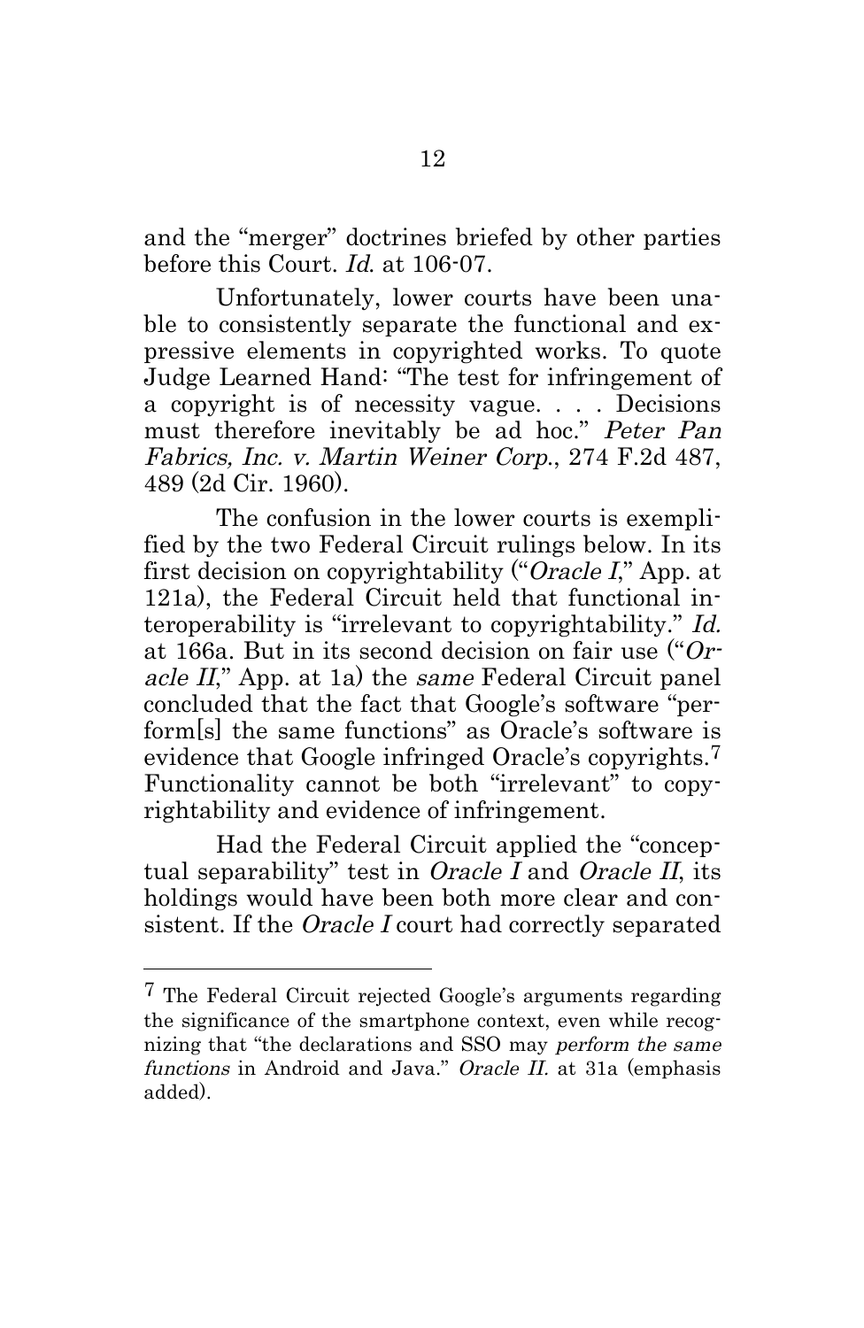and the "merger" doctrines briefed by other parties before this Court. *Id.* at 106-07.

Unfortunately, lower courts have been unable to consistently separate the functional and expressive elements in copyrighted works. To quote Judge Learned Hand: "The test for infringement of a copyright is of necessity vague. . . . Decisions must therefore inevitably be ad hoc." *Peter Pan Fabrics, Inc. v. Martin Weiner Corp.*, 274 F.2d 487, 489 (2d Cir. 1960).

The confusion in the lower courts is exemplified by the two Federal Circuit rulings below. In its first decision on copyrightability ("*Oracle I*," App. at 121a), the Federal Circuit held that functional interoperability is "irrelevant to copyrightability." *Id.* at 166a. But in its second decision on fair use ("*Oracle II*," App. at 1a) the *same* Federal Circuit panel concluded that the fact that Google's software "perform[s] the same functions" as Oracle's software is evidence that Google infringed Oracle's copyrights.[7] Functionality cannot be both "irrelevant" to copyrightability and evidence of infringement.

Had the Federal Circuit applied the "conceptual separability" test in *Oracle I* and *Oracle II*, its holdings would have been both more clear and consistent. If the *Oracle I* court had correctly separated

---

[7] The Federal Circuit rejected Google's arguments regarding the significance of the smartphone context, even while recognizing that "the declarations and SSO may *perform the same functions* in Android and Java." *Oracle II.* at 31a (emphasis added).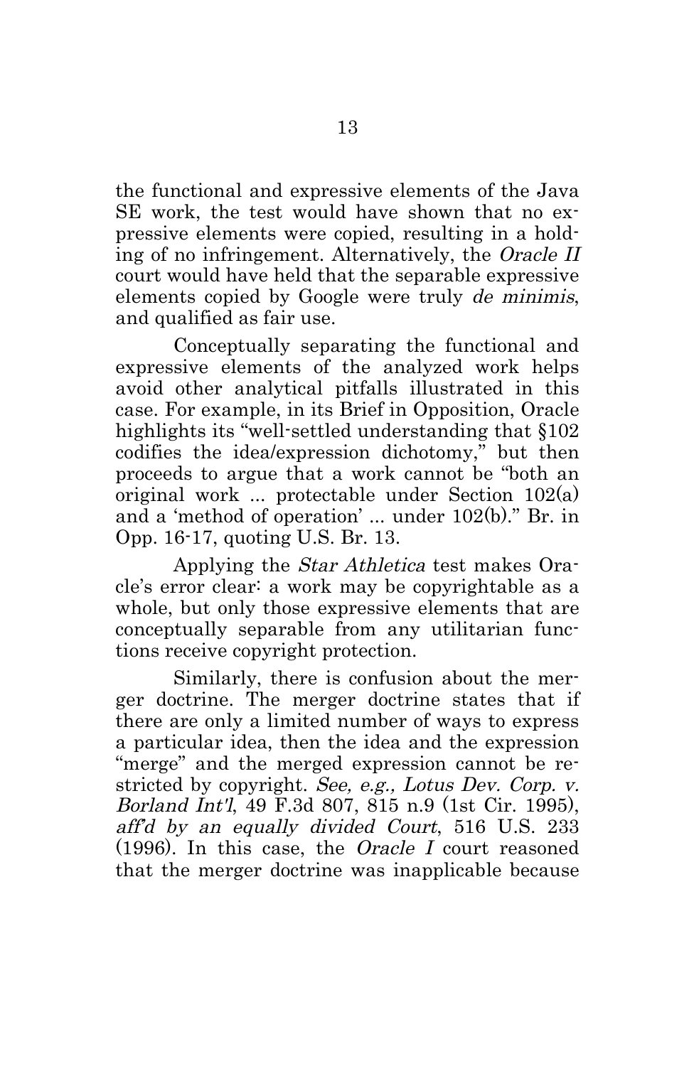the functional and expressive elements of the Java SE work, the test would have shown that no expressive elements were copied, resulting in a holding of no infringement. Alternatively, the *Oracle II* court would have held that the separable expressive elements copied by Google were truly *de minimis*, and qualified as fair use.

Conceptually separating the functional and expressive elements of the analyzed work helps avoid other analytical pitfalls illustrated in this case. For example, in its Brief in Opposition, Oracle highlights its "well-settled understanding that §102 codifies the idea/expression dichotomy," but then proceeds to argue that a work cannot be "both an original work ... protectable under Section 102(a) and a 'method of operation' ... under 102(b)." Br. in Opp. 16-17, quoting U.S. Br. 13.

Applying the *Star Athletica* test makes Oracle's error clear: a work may be copyrightable as a whole, but only those expressive elements that are conceptually separable from any utilitarian functions receive copyright protection.

Similarly, there is confusion about the merger doctrine. The merger doctrine states that if there are only a limited number of ways to express a particular idea, then the idea and the expression "merge" and the merged expression cannot be restricted by copyright. *See, e.g., Lotus Dev. Corp. v. Borland Int'l*, 49 F.3d 807, 815 n.9 (1st Cir. 1995), *aff'd by an equally divided Court*, 516 U.S. 233 (1996). In this case, the *Oracle I* court reasoned that the merger doctrine was inapplicable because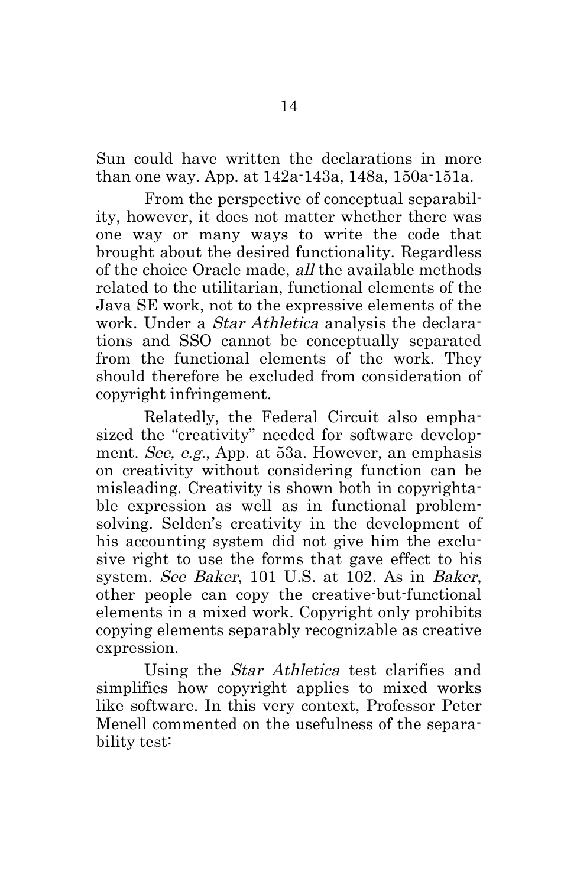Sun could have written the declarations in more than one way. App. at 142a-143a, 148a, 150a-151a.

From the perspective of conceptual separability, however, it does not matter whether there was one way or many ways to write the code that brought about the desired functionality. Regardless of the choice Oracle made, *all* the available methods related to the utilitarian, functional elements of the Java SE work, not to the expressive elements of the work. Under a *Star Athletica* analysis the declarations and SSO cannot be conceptually separated from the functional elements of the work. They should therefore be excluded from consideration of copyright infringement.

Relatedly, the Federal Circuit also emphasized the "creativity" needed for software development. *See, e.g.*, App. at 53a. However, an emphasis on creativity without considering function can be misleading. Creativity is shown both in copyrightable expression as well as in functional problem-solving. Selden's creativity in the development of his accounting system did not give him the exclusive right to use the forms that gave effect to his system. *See Baker*, 101 U.S. at 102. As in *Baker*, other people can copy the creative-but-functional elements in a mixed work. Copyright only prohibits copying elements separably recognizable as creative expression.

Using the *Star Athletica* test clarifies and simplifies how copyright applies to mixed works like software. In this very context, Professor Peter Menell commented on the usefulness of the separability test: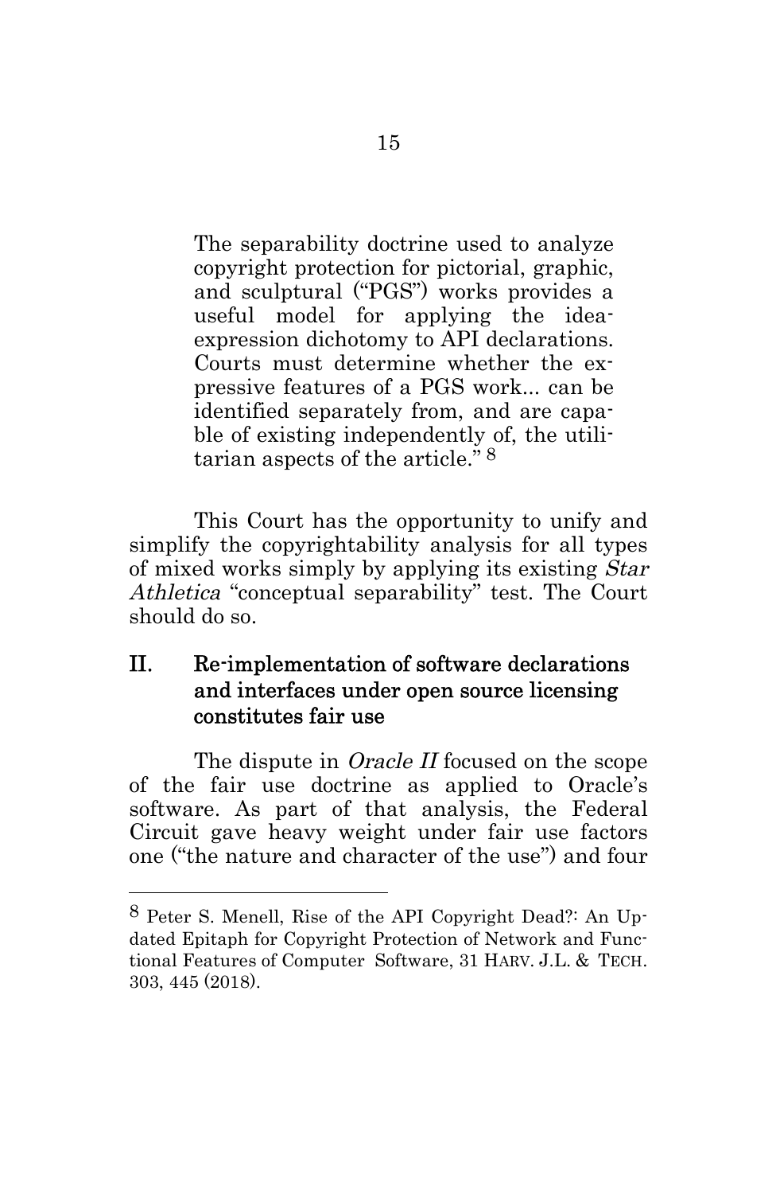> The separability doctrine used to analyze copyright protection for pictorial, graphic, and sculptural ("PGS") works provides a useful model for applying the idea-expression dichotomy to API declarations. Courts must determine whether the expressive features of a PGS work... can be identified separately from, and are capable of existing independently of, the utilitarian aspects of the article."[8]

This Court has the opportunity to unify and simplify the copyrightability analysis for all types of mixed works simply by applying its existing *Star Athletica* "conceptual separability" test. The Court should do so.

## II. Re-implementation of software declarations and interfaces under open source licensing constitutes fair use

The dispute in *Oracle II* focused on the scope of the fair use doctrine as applied to Oracle's software. As part of that analysis, the Federal Circuit gave heavy weight under fair use factors one ("the nature and character of the use") and four

---

[8] Peter S. Menell, Rise of the API Copyright Dead?: An Updated Epitaph for Copyright Protection of Network and Functional Features of Computer Software, 31 HARV. J.L. & TECH. 303, 445 (2018).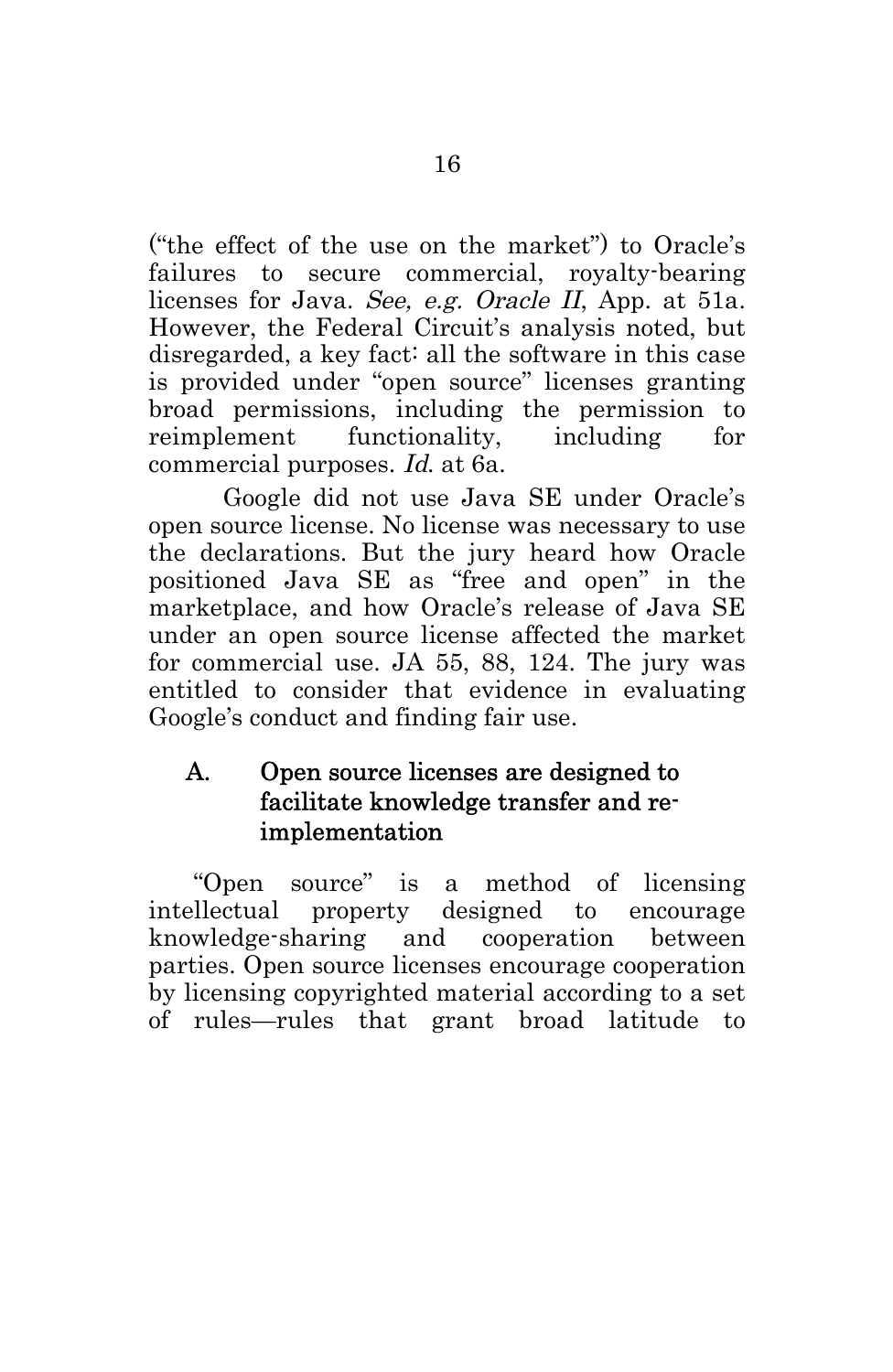("the effect of the use on the market") to Oracle's failures to secure commercial, royalty-bearing licenses for Java. *See, e.g. Oracle II*, App. at 51a. However, the Federal Circuit's analysis noted, but disregarded, a key fact: all the software in this case is provided under "open source" licenses granting broad permissions, including the permission to reimplement functionality, including for commercial purposes. *Id.* at 6a.

Google did not use Java SE under Oracle's open source license. No license was necessary to use the declarations. But the jury heard how Oracle positioned Java SE as "free and open" in the marketplace, and how Oracle's release of Java SE under an open source license affected the market for commercial use. JA 55, 88, 124. The jury was entitled to consider that evidence in evaluating Google's conduct and finding fair use.

### A. Open source licenses are designed to facilitate knowledge transfer and re-implementation

"Open source" is a method of licensing intellectual property designed to encourage knowledge-sharing and cooperation between parties. Open source licenses encourage cooperation by licensing copyrighted material according to a set of rules—rules that grant broad latitude to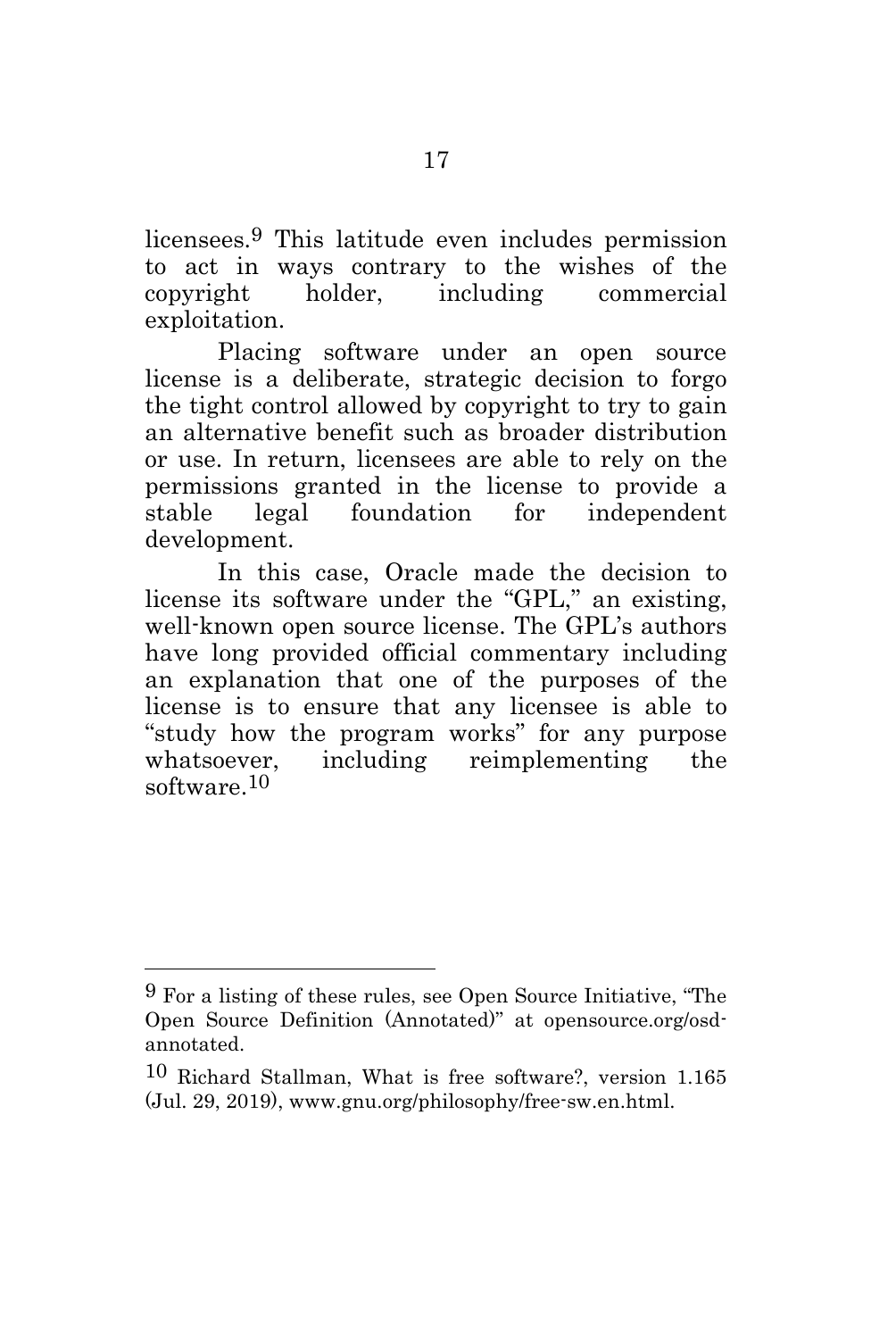licensees.[9] This latitude even includes permission to act in ways contrary to the wishes of the copyright holder, including commercial exploitation.

Placing software under an open source license is a deliberate, strategic decision to forgo the tight control allowed by copyright to try to gain an alternative benefit such as broader distribution or use. In return, licensees are able to rely on the permissions granted in the license to provide a stable legal foundation for independent development.

In this case, Oracle made the decision to license its software under the "GPL," an existing, well-known open source license. The GPL's authors have long provided official commentary including an explanation that one of the purposes of the license is to ensure that any licensee is able to "study how the program works" for any purpose whatsoever, including reimplementing the software.[10]

---

[9] For a listing of these rules, see Open Source Initiative, "The Open Source Definition (Annotated)" at opensource.org/osd-annotated.

[10] Richard Stallman, What is free software?, version 1.165 (Jul. 29, 2019), www.gnu.org/philosophy/free-sw.en.html.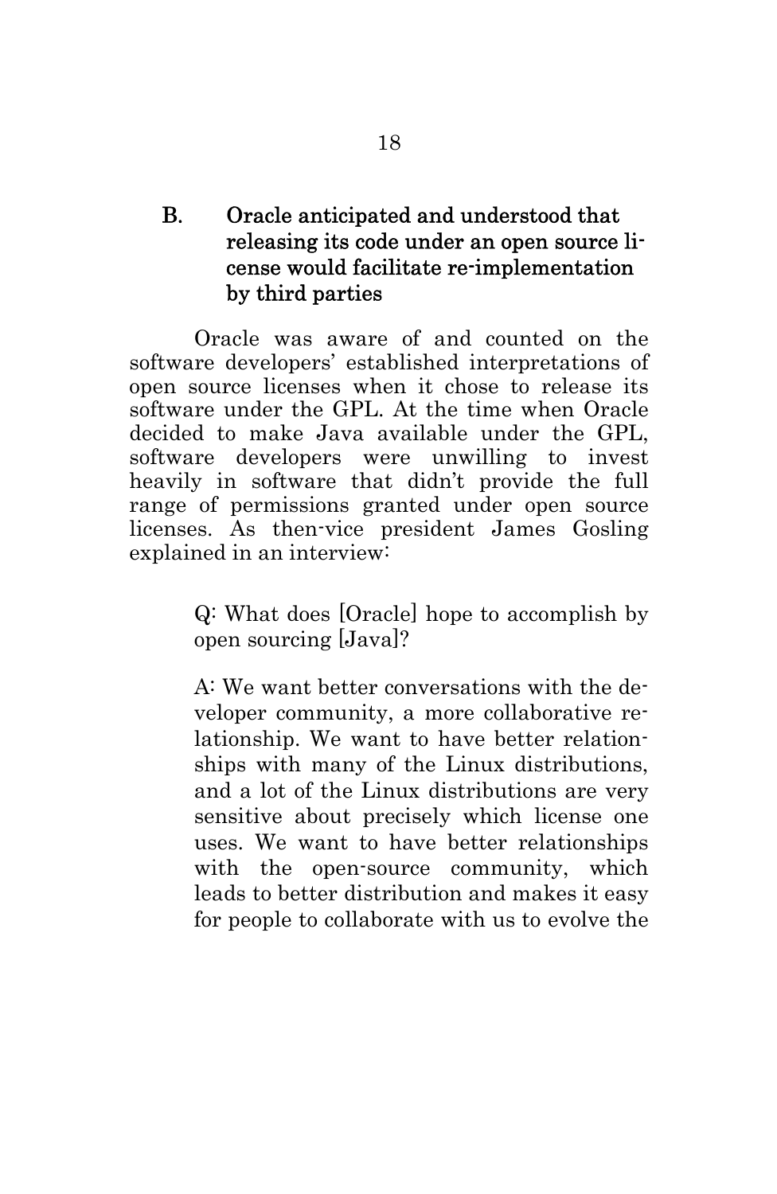### B. Oracle anticipated and understood that releasing its code under an open source license would facilitate re-implementation by third parties

Oracle was aware of and counted on the software developers' established interpretations of open source licenses when it chose to release its software under the GPL. At the time when Oracle decided to make Java available under the GPL, software developers were unwilling to invest heavily in software that didn't provide the full range of permissions granted under open source licenses. As then-vice president James Gosling explained in an interview:

> Q: What does [Oracle] hope to accomplish by open sourcing [Java]?
>
> A: We want better conversations with the developer community, a more collaborative relationship. We want to have better relationships with many of the Linux distributions, and a lot of the Linux distributions are very sensitive about precisely which license one uses. We want to have better relationships with the open-source community, which leads to better distribution and makes it easy for people to collaborate with us to evolve the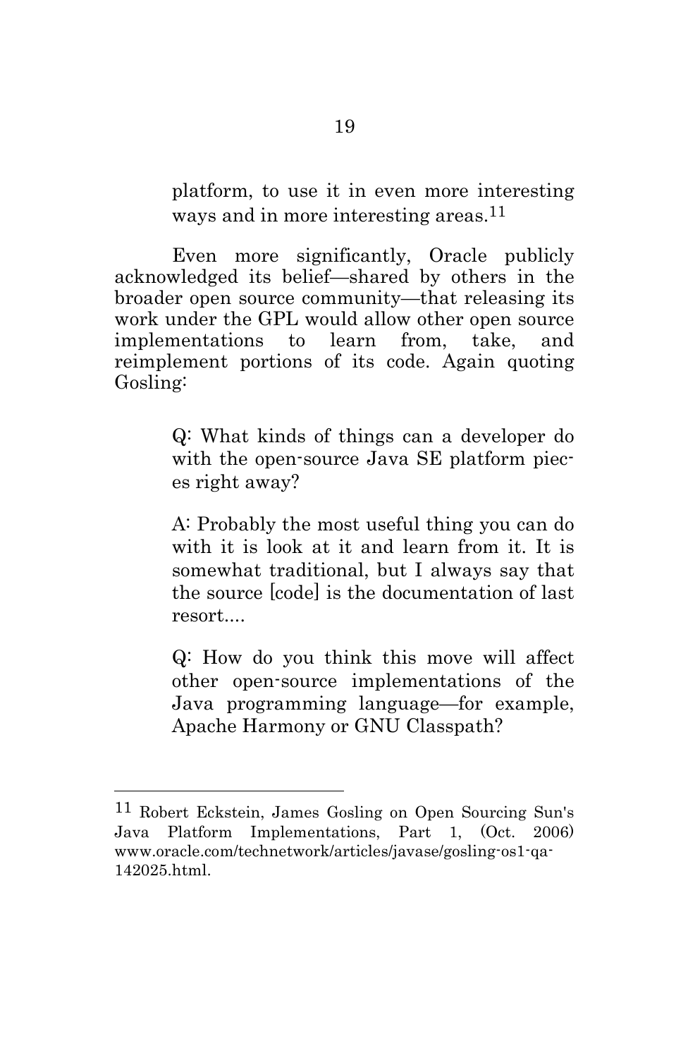> platform, to use it in even more interesting ways and in more interesting areas.[11]

Even more significantly, Oracle publicly acknowledged its belief—shared by others in the broader open source community—that releasing its work under the GPL would allow other open source implementations to learn from, take, and reimplement portions of its code. Again quoting Gosling:

> Q: What kinds of things can a developer do with the open-source Java SE platform pieces right away?
>
> A: Probably the most useful thing you can do with it is look at it and learn from it. It is somewhat traditional, but I always say that the source [code] is the documentation of last resort....
>
> Q: How do you think this move will affect other open-source implementations of the Java programming language—for example, Apache Harmony or GNU Classpath?

---

[11] Robert Eckstein, James Gosling on Open Sourcing Sun's Java Platform Implementations, Part 1, (Oct. 2006) www.oracle.com/technetwork/articles/javase/gosling-os1-qa-142025.html.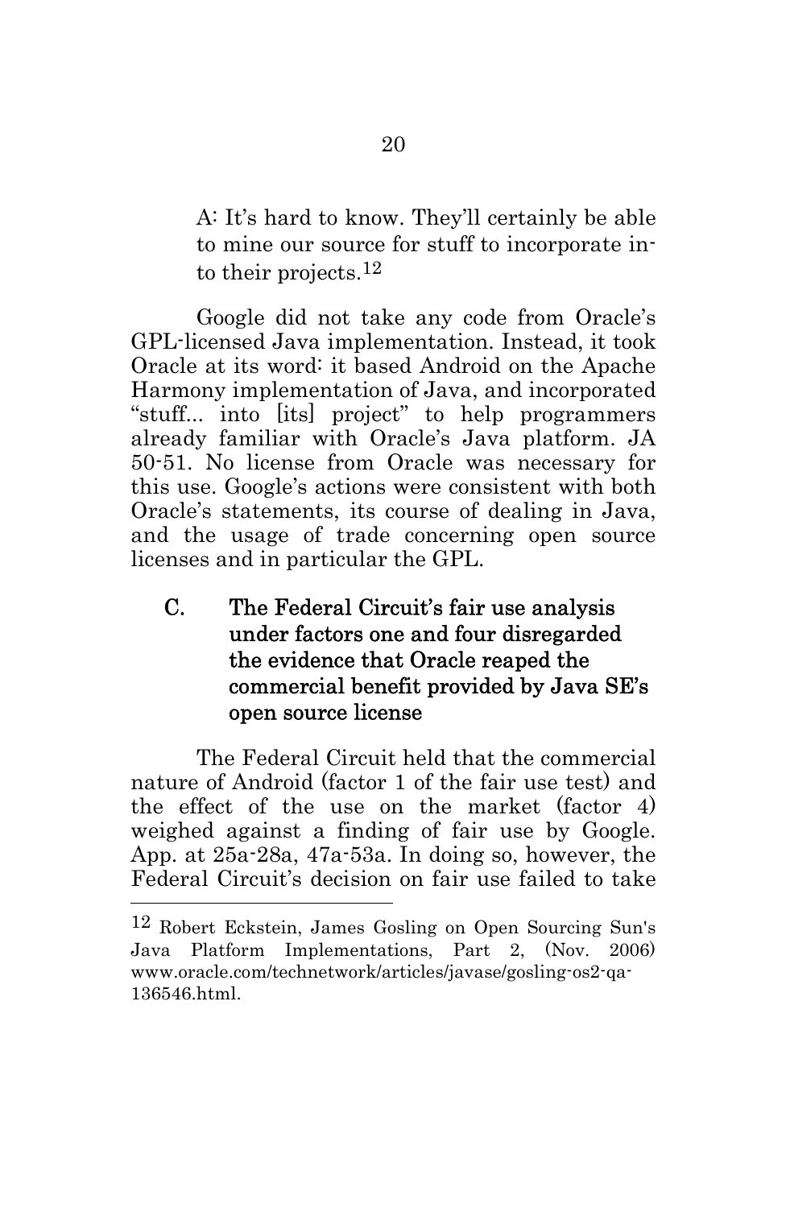> A: It's hard to know. They'll certainly be able to mine our source for stuff to incorporate into their projects.[12]

Google did not take any code from Oracle's GPL-licensed Java implementation. Instead, it took Oracle at its word: it based Android on the Apache Harmony implementation of Java, and incorporated "stuff... into [its] project" to help programmers already familiar with Oracle's Java platform. JA 50-51. No license from Oracle was necessary for this use. Google's actions were consistent with both Oracle's statements, its course of dealing in Java, and the usage of trade concerning open source licenses and in particular the GPL.

### C. The Federal Circuit's fair use analysis under factors one and four disregarded the evidence that Oracle reaped the commercial benefit provided by Java SE's open source license

The Federal Circuit held that the commercial nature of Android (factor 1 of the fair use test) and the effect of the use on the market (factor 4) weighed against a finding of fair use by Google. App. at 25a-28a, 47a-53a. In doing so, however, the Federal Circuit's decision on fair use failed to take

---

[12] Robert Eckstein, James Gosling on Open Sourcing Sun's Java Platform Implementations, Part 2, (Nov. 2006) www.oracle.com/technetwork/articles/javase/gosling-os2-qa-136546.html.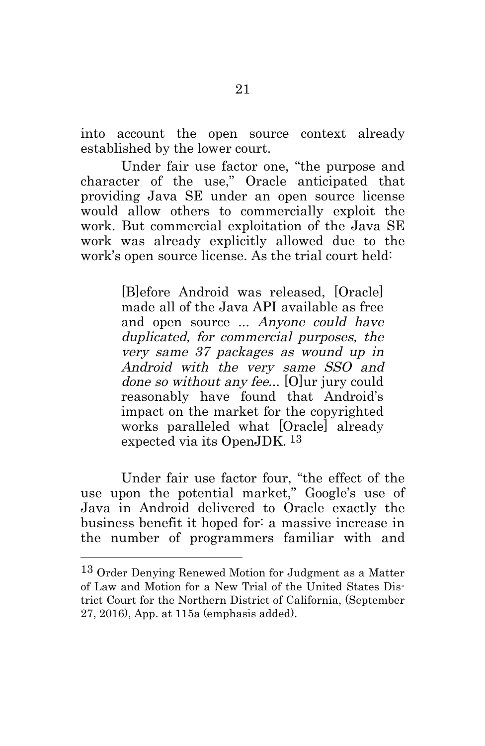into account the open source context already established by the lower court.

Under fair use factor one, "the purpose and character of the use," Oracle anticipated that providing Java SE under an open source license would allow others to commercially exploit the work. But commercial exploitation of the Java SE work was already explicitly allowed due to the work's open source license. As the trial court held:

> [B]efore Android was released, [Oracle] made all of the Java API available as free and open source ... *Anyone could have duplicated, for commercial purposes, the very same 37 packages as wound up in Android with the very same SSO and done so without any fee*... [O]ur jury could reasonably have found that Android's impact on the market for the copyrighted works paralleled what [Oracle] already expected via its OpenJDK. [13]

Under fair use factor four, "the effect of the use upon the potential market," Google's use of Java in Android delivered to Oracle exactly the business benefit it hoped for: a massive increase in the number of programmers familiar with and

---

[13] Order Denying Renewed Motion for Judgment as a Matter of Law and Motion for a New Trial of the United States District Court for the Northern District of California, (September 27, 2016), App. at 115a (emphasis added).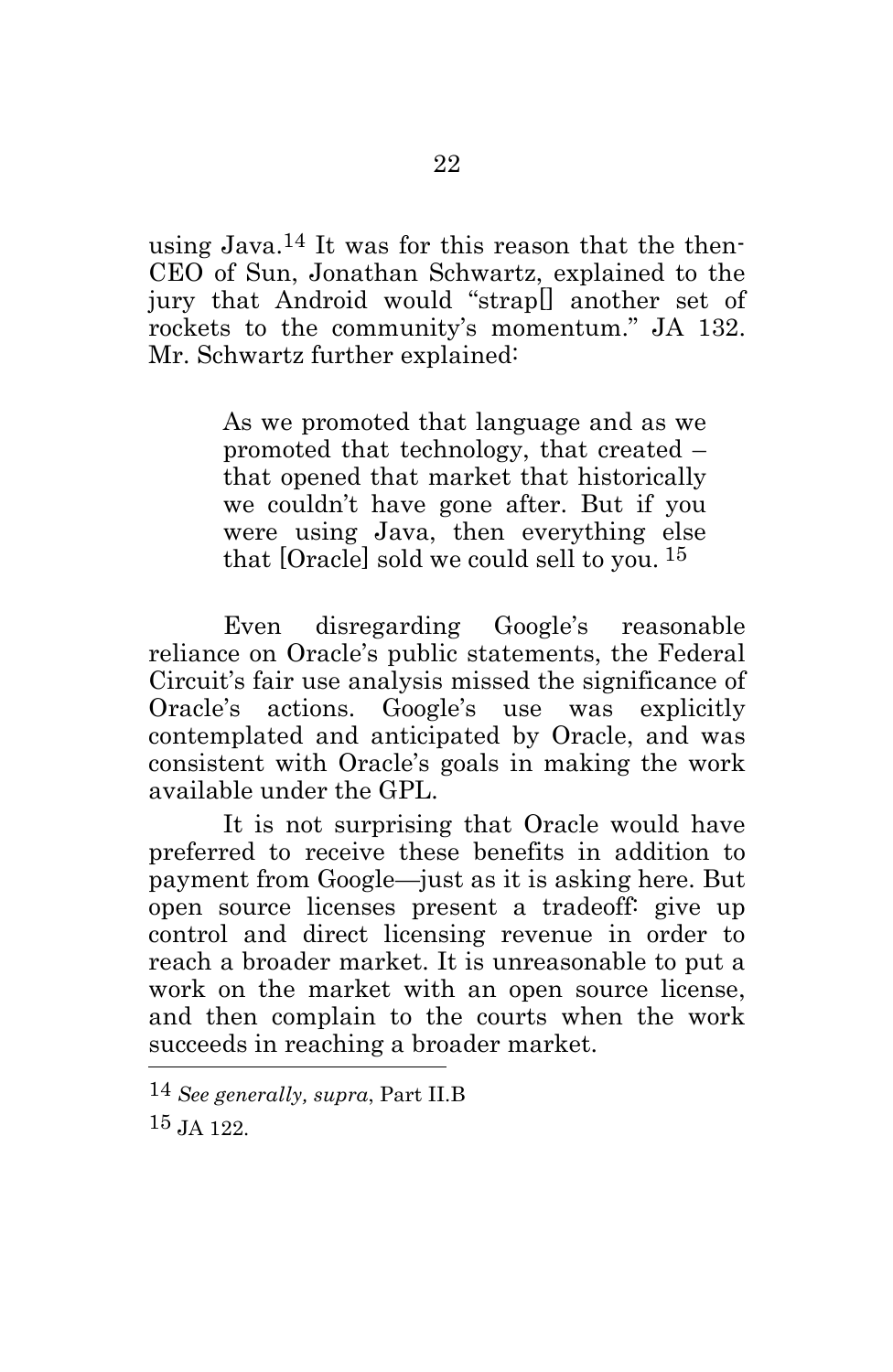using Java.[14] It was for this reason that the then-CEO of Sun, Jonathan Schwartz, explained to the jury that Android would "strap[] another set of rockets to the community's momentum." JA 132. Mr. Schwartz further explained:

> As we promoted that language and as we promoted that technology, that created – that opened that market that historically we couldn't have gone after. But if you were using Java, then everything else that [Oracle] sold we could sell to you. [15]

Even disregarding Google's reasonable reliance on Oracle's public statements, the Federal Circuit's fair use analysis missed the significance of Oracle's actions. Google's use was explicitly contemplated and anticipated by Oracle, and was consistent with Oracle's goals in making the work available under the GPL.

It is not surprising that Oracle would have preferred to receive these benefits in addition to payment from Google—just as it is asking here. But open source licenses present a tradeoff: give up control and direct licensing revenue in order to reach a broader market. It is unreasonable to put a work on the market with an open source license, and then complain to the courts when the work succeeds in reaching a broader market.

---

[14] *See generally, supra*, Part II.B

[15] JA 122.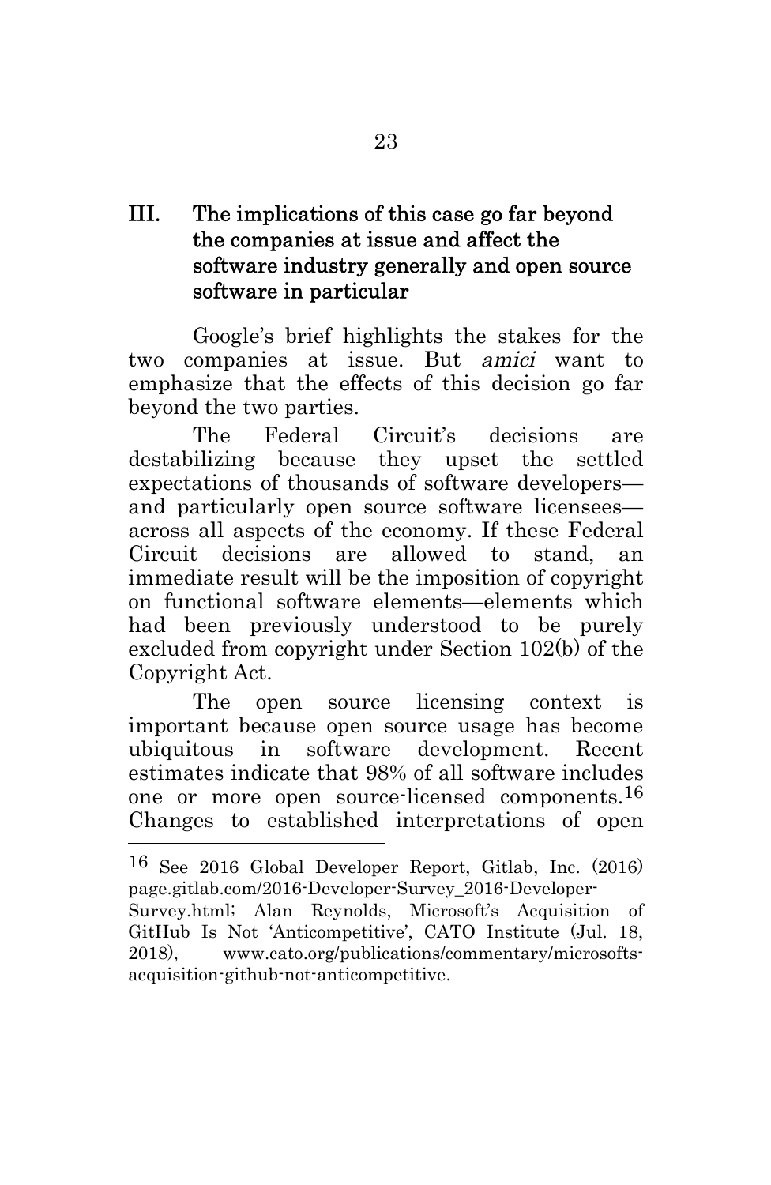## III. The implications of this case go far beyond the companies at issue and affect the software industry generally and open source software in particular

Google's brief highlights the stakes for the two companies at issue. But *amici* want to emphasize that the effects of this decision go far beyond the two parties.

The Federal Circuit's decisions are destabilizing because they upset the settled expectations of thousands of software developers—and particularly open source software licensees—across all aspects of the economy. If these Federal Circuit decisions are allowed to stand, an immediate result will be the imposition of copyright on functional software elements—elements which had been previously understood to be purely excluded from copyright under Section 102(b) of the Copyright Act.

The open source licensing context is important because open source usage has become ubiquitous in software development. Recent estimates indicate that 98% of all software includes one or more open source-licensed components.[16] Changes to established interpretations of open

---

[16] See 2016 Global Developer Report, Gitlab, Inc. (2016) page.gitlab.com/2016-Developer-Survey_2016-Developer-Survey.html; Alan Reynolds, Microsoft's Acquisition of GitHub Is Not 'Anticompetitive', CATO Institute (Jul. 18, 2018), www.cato.org/publications/commentary/microsofts-acquisition-github-not-anticompetitive.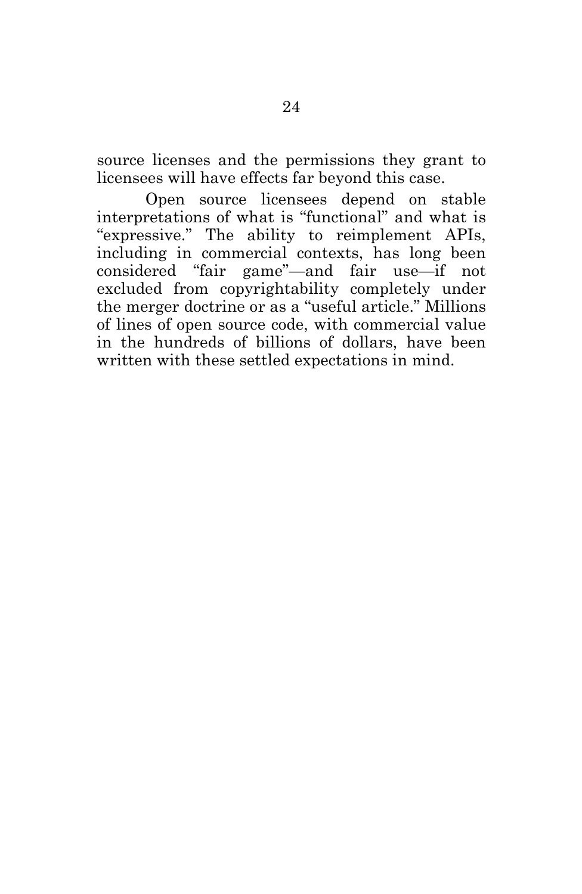source licenses and the permissions they grant to licensees will have effects far beyond this case.

Open source licensees depend on stable interpretations of what is "functional" and what is "expressive." The ability to reimplement APIs, including in commercial contexts, has long been considered "fair game"—and fair use—if not excluded from copyrightability completely under the merger doctrine or as a "useful article." Millions of lines of open source code, with commercial value in the hundreds of billions of dollars, have been written with these settled expectations in mind.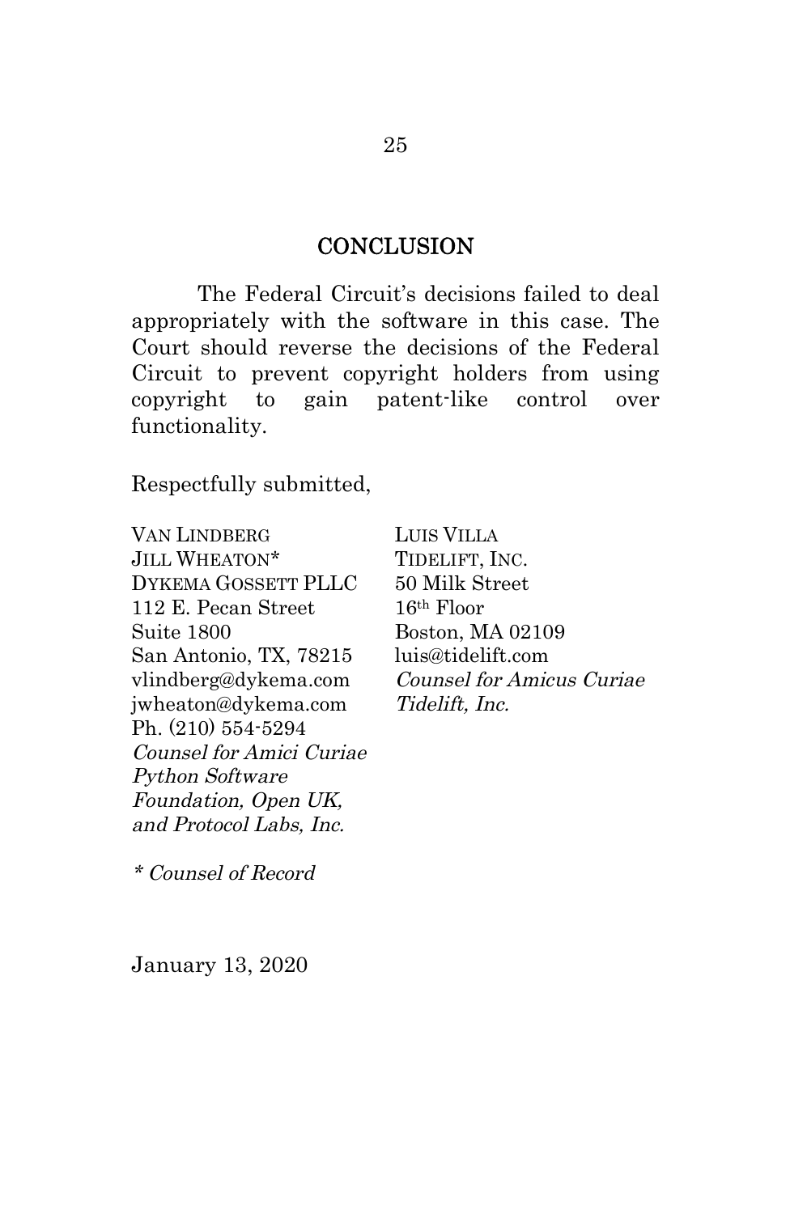## CONCLUSION

The Federal Circuit's decisions failed to deal appropriately with the software in this case. The Court should reverse the decisions of the Federal Circuit to prevent copyright holders from using copyright to gain patent-like control over functionality.

Respectfully submitted,

VAN LINDBERG
JILL WHEATON*
DYKEMA GOSSETT PLLC
112 E. Pecan Street
Suite 1800
San Antonio, TX, 78215
vlindberg@dykema.com
jwheaton@dykema.com
Ph. (210) 554-5294
*Counsel for Amici Curiae Python Software Foundation, Open UK, and Protocol Labs, Inc.*

LUIS VILLA
TIDELIFT, INC.
50 Milk Street
16th Floor
Boston, MA 02109
luis@tidelift.com
*Counsel for Amicus Curiae Tidelift, Inc.*

*\* Counsel of Record*

January 13, 2020